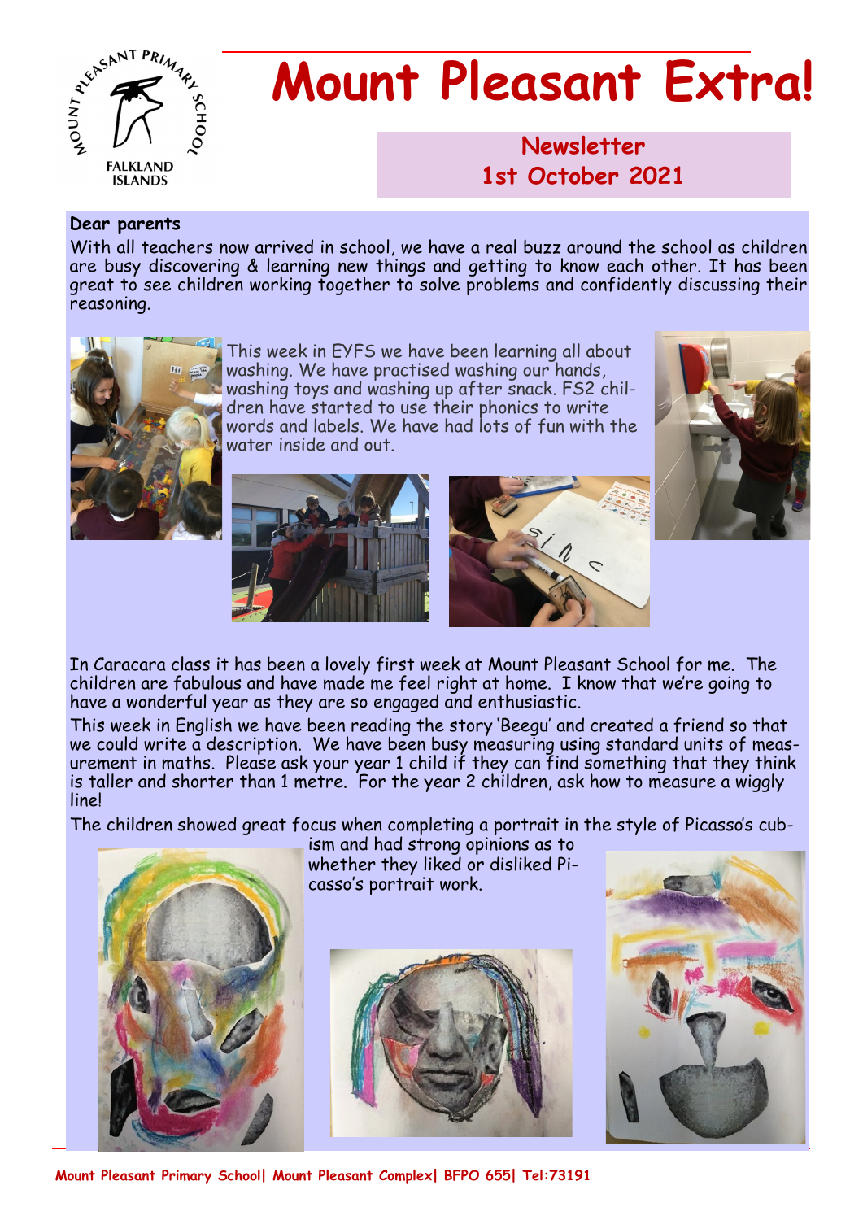# Mount Pleasant Extra!

## Newsletter
## 1st October 2021

**Dear parents**

With all teachers now arrived in school, we have a real buzz around the school as children are busy discovering & learning new things and getting to know each other. It has been great to see children working together to solve problems and confidently discussing their reasoning.

This week in EYFS we have been learning all about washing. We have practised washing our hands, washing toys and washing up after snack. FS2 children have started to use their phonics to write words and labels. We have had lots of fun with the water inside and out.

In Caracara class it has been a lovely first week at Mount Pleasant School for me. The children are fabulous and have made me feel right at home. I know that we're going to have a wonderful year as they are so engaged and enthusiastic.

This week in English we have been reading the story 'Beegu' and created a friend so that we could write a description. We have been busy measuring using standard units of measurement in maths. Please ask your year 1 child if they can find something that they think is taller and shorter than 1 metre. For the year 2 children, ask how to measure a wiggly line!

The children showed great focus when completing a portrait in the style of Picasso's cubism and had strong opinions as to whether they liked or disliked Picasso's portrait work.

Mount Pleasant Primary School| Mount Pleasant Complex| BFPO 655| Tel:73191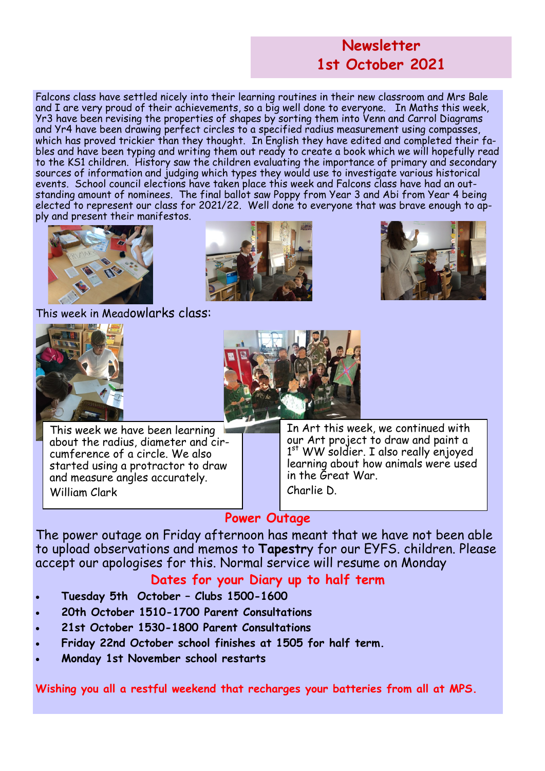# Newsletter
# 1st October 2021

Falcons class have settled nicely into their learning routines in their new classroom and Mrs Bale and I are very proud of their achievements, so a big well done to everyone. In Maths this week, Yr3 have been revising the properties of shapes by sorting them into Venn and Carrol Diagrams and Yr4 have been drawing perfect circles to a specified radius measurement using compasses, which has proved trickier than they thought. In English they have edited and completed their fables and have been typing and writing them out ready to create a book which we will hopefully read to the KS1 children. History saw the children evaluating the importance of primary and secondary sources of information and judging which types they would use to investigate various historical events. School council elections have taken place this week and Falcons class have had an outstanding amount of nominees. The final ballot saw Poppy from Year 3 and Abi from Year 4 being elected to represent our class for 2021/22. Well done to everyone that was brave enough to apply and present their manifestos.

This week in Meadowlarks class:

This week we have been learning about the radius, diameter and circumference of a circle. We also started using a protractor to draw and measure angles accurately.

William Clark

In Art this week, we continued with our Art project to draw and paint a 1st WW soldier. I also really enjoyed learning about how animals were used in the Great War.

Charlie D.

## Power Outage

The power outage on Friday afternoon has meant that we have not been able to upload observations and memos to **Tapestry** for our EYFS. children. Please accept our apologises for this. Normal service will resume on Monday

## Dates for your Diary up to half term

- **Tuesday 5th October – Clubs 1500-1600**
- **20th October 1510-1700 Parent Consultations**
- **21st October 1530-1800 Parent Consultations**
- **Friday 22nd October school finishes at 1505 for half term.**
- **Monday 1st November school restarts**

**Wishing you all a restful weekend that recharges your batteries from all at MPS.**